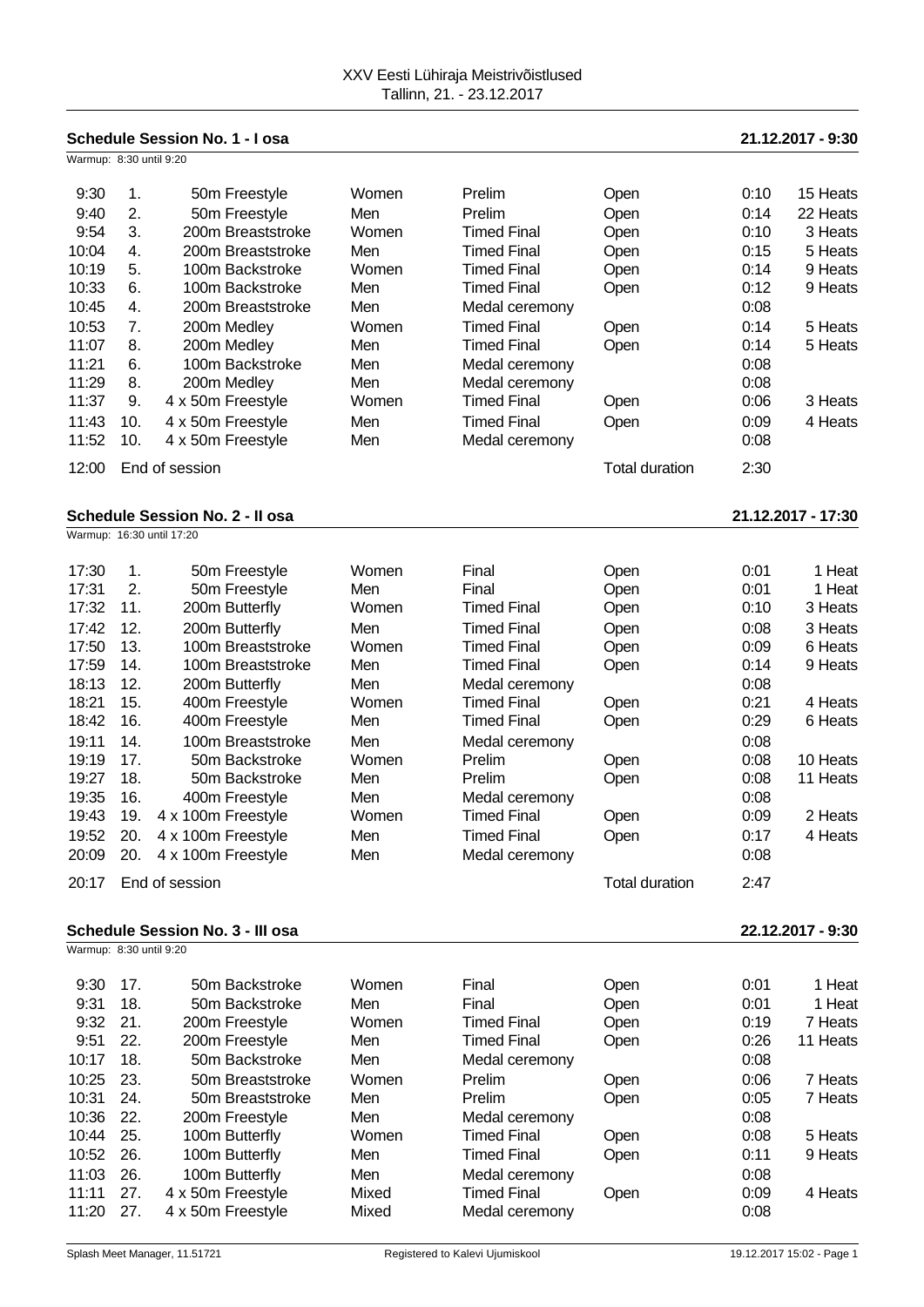XXV Eesti Lühiraja Meistrivõistlused
Tallinn, 21. - 23.12.2017

## Schedule Session No. 1 - I osa — 21.12.2017 - 9:30

Warmup: 8:30 until 9:20

| Time | No. | Event | Gender | Round | Category | Duration | Heats |
|---|---|---|---|---|---|---|---|
| 9:30 | 1. | 50m Freestyle | Women | Prelim | Open | 0:10 | 15 Heats |
| 9:40 | 2. | 50m Freestyle | Men | Prelim | Open | 0:14 | 22 Heats |
| 9:54 | 3. | 200m Breaststroke | Women | Timed Final | Open | 0:10 | 3 Heats |
| 10:04 | 4. | 200m Breaststroke | Men | Timed Final | Open | 0:15 | 5 Heats |
| 10:19 | 5. | 100m Backstroke | Women | Timed Final | Open | 0:14 | 9 Heats |
| 10:33 | 6. | 100m Backstroke | Men | Timed Final | Open | 0:12 | 9 Heats |
| 10:45 | 4. | 200m Breaststroke | Men | Medal ceremony | | 0:08 | |
| 10:53 | 7. | 200m Medley | Women | Timed Final | Open | 0:14 | 5 Heats |
| 11:07 | 8. | 200m Medley | Men | Timed Final | Open | 0:14 | 5 Heats |
| 11:21 | 6. | 100m Backstroke | Men | Medal ceremony | | 0:08 | |
| 11:29 | 8. | 200m Medley | Men | Medal ceremony | | 0:08 | |
| 11:37 | 9. | 4 x 50m Freestyle | Women | Timed Final | Open | 0:06 | 3 Heats |
| 11:43 | 10. | 4 x 50m Freestyle | Men | Timed Final | Open | 0:09 | 4 Heats |
| 11:52 | 10. | 4 x 50m Freestyle | Men | Medal ceremony | | 0:08 | |
| 12:00 | | End of session | | | Total duration | 2:30 | |

## Schedule Session No. 2 - II osa — 21.12.2017 - 17:30

Warmup: 16:30 until 17:20

| Time | No. | Event | Gender | Round | Category | Duration | Heats |
|---|---|---|---|---|---|---|---|
| 17:30 | 1. | 50m Freestyle | Women | Final | Open | 0:01 | 1 Heat |
| 17:31 | 2. | 50m Freestyle | Men | Final | Open | 0:01 | 1 Heat |
| 17:32 | 11. | 200m Butterfly | Women | Timed Final | Open | 0:10 | 3 Heats |
| 17:42 | 12. | 200m Butterfly | Men | Timed Final | Open | 0:08 | 3 Heats |
| 17:50 | 13. | 100m Breaststroke | Women | Timed Final | Open | 0:09 | 6 Heats |
| 17:59 | 14. | 100m Breaststroke | Men | Timed Final | Open | 0:14 | 9 Heats |
| 18:13 | 12. | 200m Butterfly | Men | Medal ceremony | | 0:08 | |
| 18:21 | 15. | 400m Freestyle | Women | Timed Final | Open | 0:21 | 4 Heats |
| 18:42 | 16. | 400m Freestyle | Men | Timed Final | Open | 0:29 | 6 Heats |
| 19:11 | 14. | 100m Breaststroke | Men | Medal ceremony | | 0:08 | |
| 19:19 | 17. | 50m Backstroke | Women | Prelim | Open | 0:08 | 10 Heats |
| 19:27 | 18. | 50m Backstroke | Men | Prelim | Open | 0:08 | 11 Heats |
| 19:35 | 16. | 400m Freestyle | Men | Medal ceremony | | 0:08 | |
| 19:43 | 19. | 4 x 100m Freestyle | Women | Timed Final | Open | 0:09 | 2 Heats |
| 19:52 | 20. | 4 x 100m Freestyle | Men | Timed Final | Open | 0:17 | 4 Heats |
| 20:09 | 20. | 4 x 100m Freestyle | Men | Medal ceremony | | 0:08 | |
| 20:17 | | End of session | | | Total duration | 2:47 | |

## Schedule Session No. 3 - III osa — 22.12.2017 - 9:30

Warmup: 8:30 until 9:20

| Time | No. | Event | Gender | Round | Category | Duration | Heats |
|---|---|---|---|---|---|---|---|
| 9:30 | 17. | 50m Backstroke | Women | Final | Open | 0:01 | 1 Heat |
| 9:31 | 18. | 50m Backstroke | Men | Final | Open | 0:01 | 1 Heat |
| 9:32 | 21. | 200m Freestyle | Women | Timed Final | Open | 0:19 | 7 Heats |
| 9:51 | 22. | 200m Freestyle | Men | Timed Final | Open | 0:26 | 11 Heats |
| 10:17 | 18. | 50m Backstroke | Men | Medal ceremony | | 0:08 | |
| 10:25 | 23. | 50m Breaststroke | Women | Prelim | Open | 0:06 | 7 Heats |
| 10:31 | 24. | 50m Breaststroke | Men | Prelim | Open | 0:05 | 7 Heats |
| 10:36 | 22. | 200m Freestyle | Men | Medal ceremony | | 0:08 | |
| 10:44 | 25. | 100m Butterfly | Women | Timed Final | Open | 0:08 | 5 Heats |
| 10:52 | 26. | 100m Butterfly | Men | Timed Final | Open | 0:11 | 9 Heats |
| 11:03 | 26. | 100m Butterfly | Men | Medal ceremony | | 0:08 | |
| 11:11 | 27. | 4 x 50m Freestyle | Mixed | Timed Final | Open | 0:09 | 4 Heats |
| 11:20 | 27. | 4 x 50m Freestyle | Mixed | Medal ceremony | | 0:08 | |

Splash Meet Manager, 11.51721 — Registered to Kalevi Ujumiskool — 19.12.2017 15:02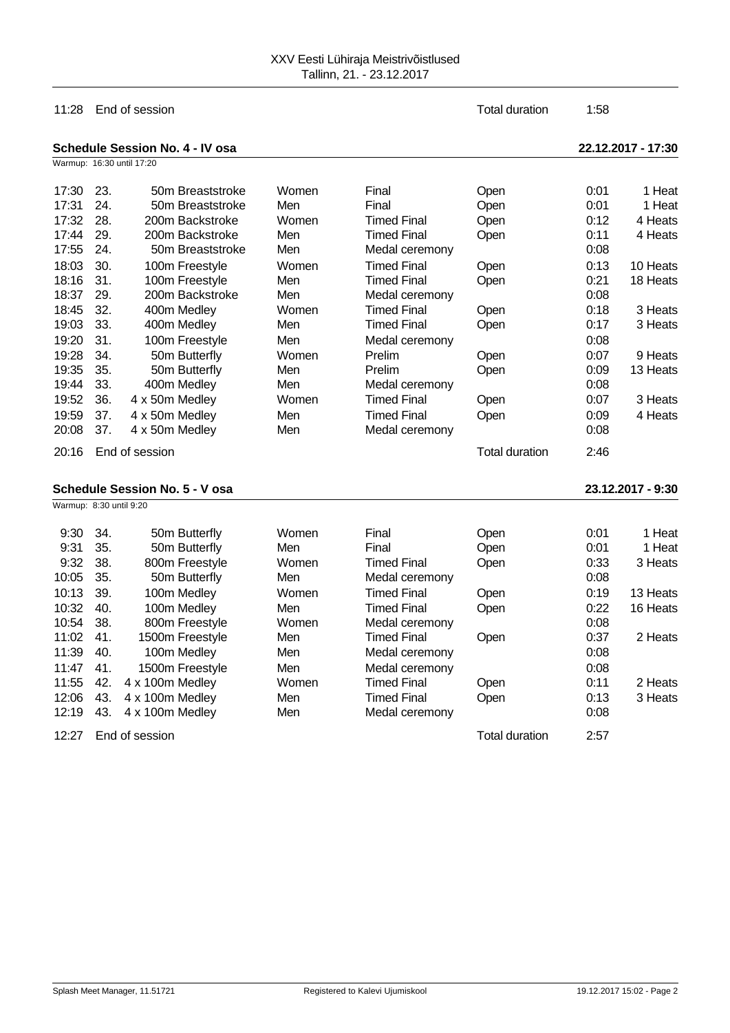11:28 End of session Total duration 1:58

## Schedule Session No. 4 - IV osa

**22.12.2017 - 17:30**

Warmup: 16:30 until 17:20

| | | | | | | | |
|---|---|---|---|---|---|---|---|
| 17:30 | 23. | 50m Breaststroke | Women | Final | Open | 0:01 | 1 Heat |
| 17:31 | 24. | 50m Breaststroke | Men | Final | Open | 0:01 | 1 Heat |
| 17:32 | 28. | 200m Backstroke | Women | Timed Final | Open | 0:12 | 4 Heats |
| 17:44 | 29. | 200m Backstroke | Men | Timed Final | Open | 0:11 | 4 Heats |
| 17:55 | 24. | 50m Breaststroke | Men | Medal ceremony | | 0:08 | |
| 18:03 | 30. | 100m Freestyle | Women | Timed Final | Open | 0:13 | 10 Heats |
| 18:16 | 31. | 100m Freestyle | Men | Timed Final | Open | 0:21 | 18 Heats |
| 18:37 | 29. | 200m Backstroke | Men | Medal ceremony | | 0:08 | |
| 18:45 | 32. | 400m Medley | Women | Timed Final | Open | 0:18 | 3 Heats |
| 19:03 | 33. | 400m Medley | Men | Timed Final | Open | 0:17 | 3 Heats |
| 19:20 | 31. | 100m Freestyle | Men | Medal ceremony | | 0:08 | |
| 19:28 | 34. | 50m Butterfly | Women | Prelim | Open | 0:07 | 9 Heats |
| 19:35 | 35. | 50m Butterfly | Men | Prelim | Open | 0:09 | 13 Heats |
| 19:44 | 33. | 400m Medley | Men | Medal ceremony | | 0:08 | |
| 19:52 | 36. | 4 x 50m Medley | Women | Timed Final | Open | 0:07 | 3 Heats |
| 19:59 | 37. | 4 x 50m Medley | Men | Timed Final | Open | 0:09 | 4 Heats |
| 20:08 | 37. | 4 x 50m Medley | Men | Medal ceremony | | 0:08 | |

20:16 End of session Total duration 2:46

## Schedule Session No. 5 - V osa

**23.12.2017 - 9:30**

Warmup: 8:30 until 9:20

| | | | | | | | |
|---|---|---|---|---|---|---|---|
| 9:30 | 34. | 50m Butterfly | Women | Final | Open | 0:01 | 1 Heat |
| 9:31 | 35. | 50m Butterfly | Men | Final | Open | 0:01 | 1 Heat |
| 9:32 | 38. | 800m Freestyle | Women | Timed Final | Open | 0:33 | 3 Heats |
| 10:05 | 35. | 50m Butterfly | Men | Medal ceremony | | 0:08 | |
| 10:13 | 39. | 100m Medley | Women | Timed Final | Open | 0:19 | 13 Heats |
| 10:32 | 40. | 100m Medley | Men | Timed Final | Open | 0:22 | 16 Heats |
| 10:54 | 38. | 800m Freestyle | Women | Medal ceremony | | 0:08 | |
| 11:02 | 41. | 1500m Freestyle | Men | Timed Final | Open | 0:37 | 2 Heats |
| 11:39 | 40. | 100m Medley | Men | Medal ceremony | | 0:08 | |
| 11:47 | 41. | 1500m Freestyle | Men | Medal ceremony | | 0:08 | |
| 11:55 | 42. | 4 x 100m Medley | Women | Timed Final | Open | 0:11 | 2 Heats |
| 12:06 | 43. | 4 x 100m Medley | Men | Timed Final | Open | 0:13 | 3 Heats |
| 12:19 | 43. | 4 x 100m Medley | Men | Medal ceremony | | 0:08 | |

12:27 End of session Total duration 2:57